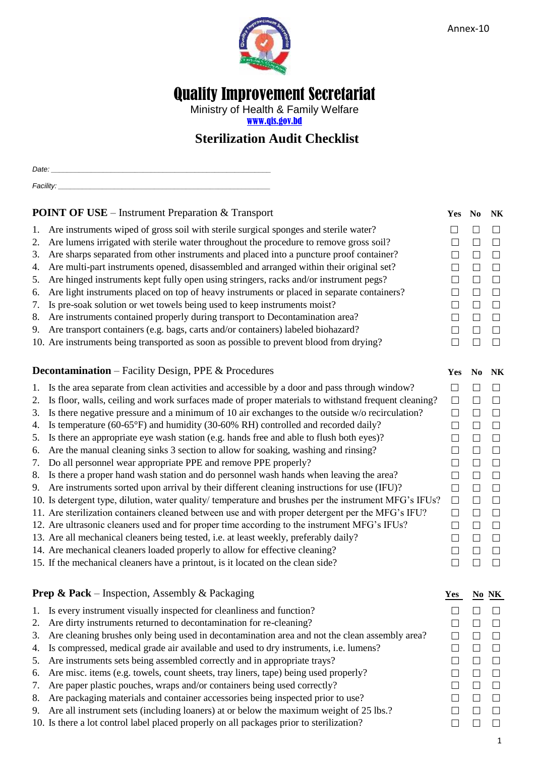Annex-10

# Quality Improvement Secretariat

Ministry of Health & Family Welfare

www.qis.gov.bd

## Sterilization Audit Checklist

*Date:* ______________________________________________

*Facility:* ______________________________________________

### POINT OF USE – Instrument Preparation & Transport

| | | Yes | No | NK |
|---|---|---|---|---|
| 1. | Are instruments wiped of gross soil with sterile surgical sponges and sterile water? | ☐ | ☐ | ☐ |
| 2. | Are lumens irrigated with sterile water throughout the procedure to remove gross soil? | ☐ | ☐ | ☐ |
| 3. | Are sharps separated from other instruments and placed into a puncture proof container? | ☐ | ☐ | ☐ |
| 4. | Are multi-part instruments opened, disassembled and arranged within their original set? | ☐ | ☐ | ☐ |
| 5. | Are hinged instruments kept fully open using stringers, racks and/or instrument pegs? | ☐ | ☐ | ☐ |
| 6. | Are light instruments placed on top of heavy instruments or placed in separate containers? | ☐ | ☐ | ☐ |
| 7. | Is pre-soak solution or wet towels being used to keep instruments moist? | ☐ | ☐ | ☐ |
| 8. | Are instruments contained properly during transport to Decontamination area? | ☐ | ☐ | ☐ |
| 9. | Are transport containers (e.g. bags, carts and/or containers) labeled biohazard? | ☐ | ☐ | ☐ |
| 10. | Are instruments being transported as soon as possible to prevent blood from drying? | ☐ | ☐ | ☐ |

### Decontamination – Facility Design, PPE & Procedures

| | | Yes | No | NK |
|---|---|---|---|---|
| 1. | Is the area separate from clean activities and accessible by a door and pass through window? | ☐ | ☐ | ☐ |
| 2. | Is floor, walls, ceiling and work surfaces made of proper materials to withstand frequent cleaning? | ☐ | ☐ | ☐ |
| 3. | Is there negative pressure and a minimum of 10 air exchanges to the outside w/o recirculation? | ☐ | ☐ | ☐ |
| 4. | Is temperature (60-65°F) and humidity (30-60% RH) controlled and recorded daily? | ☐ | ☐ | ☐ |
| 5. | Is there an appropriate eye wash station (e.g. hands free and able to flush both eyes)? | ☐ | ☐ | ☐ |
| 6. | Are the manual cleaning sinks 3 section to allow for soaking, washing and rinsing? | ☐ | ☐ | ☐ |
| 7. | Do all personnel wear appropriate PPE and remove PPE properly? | ☐ | ☐ | ☐ |
| 8. | Is there a proper hand wash station and do personnel wash hands when leaving the area? | ☐ | ☐ | ☐ |
| 9. | Are instruments sorted upon arrival by their different cleaning instructions for use (IFU)? | ☐ | ☐ | ☐ |
| 10. | Is detergent type, dilution, water quality/ temperature and brushes per the instrument MFG's IFUs? | ☐ | ☐ | ☐ |
| 11. | Are sterilization containers cleaned between use and with proper detergent per the MFG's IFU? | ☐ | ☐ | ☐ |
| 12. | Are ultrasonic cleaners used and for proper time according to the instrument MFG's IFUs? | ☐ | ☐ | ☐ |
| 13. | Are all mechanical cleaners being tested, i.e. at least weekly, preferably daily? | ☐ | ☐ | ☐ |
| 14. | Are mechanical cleaners loaded properly to allow for effective cleaning? | ☐ | ☐ | ☐ |
| 15. | If the mechanical cleaners have a printout, is it located on the clean side? | ☐ | ☐ | ☐ |

### Prep & Pack – Inspection, Assembly & Packaging

| | | Yes | No | NK |
|---|---|---|---|---|
| 1. | Is every instrument visually inspected for cleanliness and function? | ☐ | ☐ | ☐ |
| 2. | Are dirty instruments returned to decontamination for re-cleaning? | ☐ | ☐ | ☐ |
| 3. | Are cleaning brushes only being used in decontamination area and not the clean assembly area? | ☐ | ☐ | ☐ |
| 4. | Is compressed, medical grade air available and used to dry instruments, i.e. lumens? | ☐ | ☐ | ☐ |
| 5. | Are instruments sets being assembled correctly and in appropriate trays? | ☐ | ☐ | ☐ |
| 6. | Are misc. items (e.g. towels, count sheets, tray liners, tape) being used properly? | ☐ | ☐ | ☐ |
| 7. | Are paper plastic pouches, wraps and/or containers being used correctly? | ☐ | ☐ | ☐ |
| 8. | Are packaging materials and container accessories being inspected prior to use? | ☐ | ☐ | ☐ |
| 9. | Are all instrument sets (including loaners) at or below the maximum weight of 25 lbs.? | ☐ | ☐ | ☐ |
| 10. | Is there a lot control label placed properly on all packages prior to sterilization? | ☐ | ☐ | ☐ |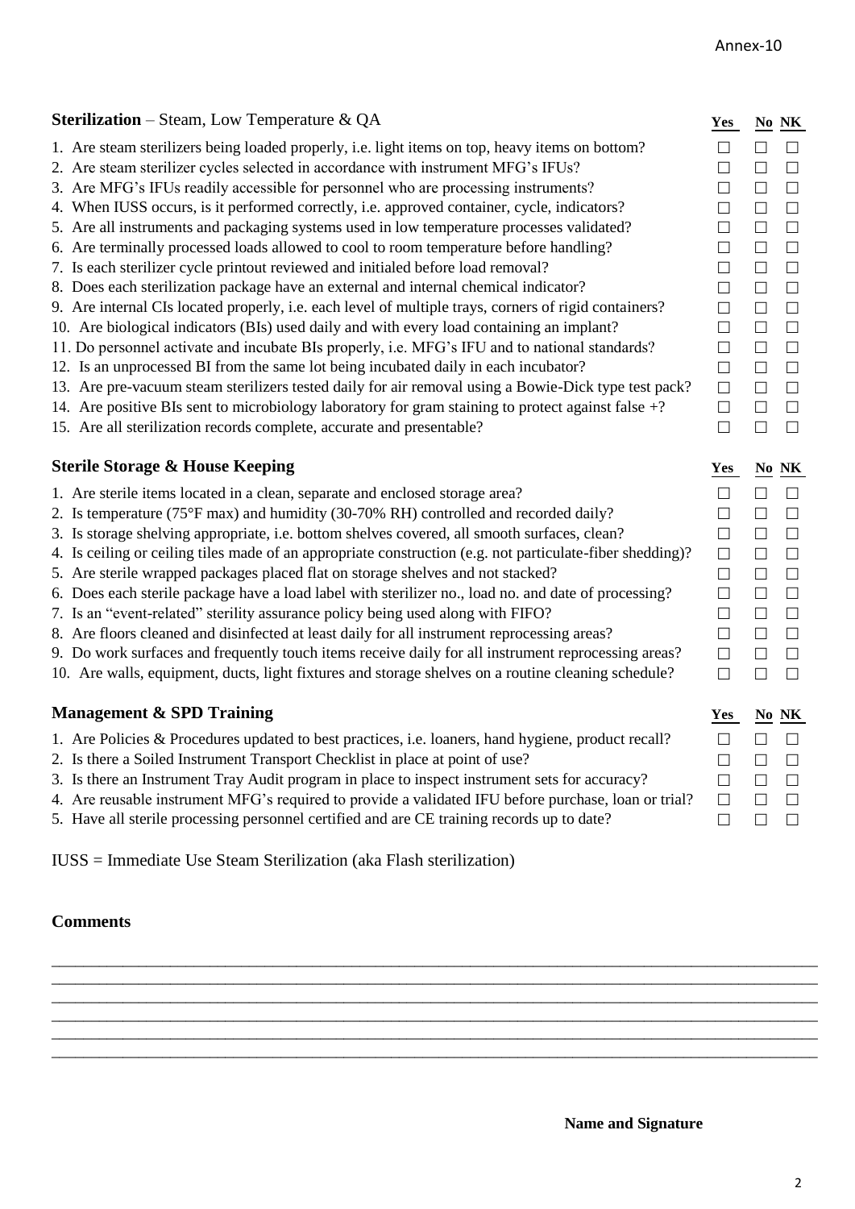Annex-10

| **Sterilization** – Steam, Low Temperature & QA | Yes | No | NK |
|---|---|---|---|
| 1. Are steam sterilizers being loaded properly, i.e. light items on top, heavy items on bottom? | ☐ | ☐ | ☐ |
| 2. Are steam sterilizer cycles selected in accordance with instrument MFG's IFUs? | ☐ | ☐ | ☐ |
| 3. Are MFG's IFUs readily accessible for personnel who are processing instruments? | ☐ | ☐ | ☐ |
| 4. When IUSS occurs, is it performed correctly, i.e. approved container, cycle, indicators? | ☐ | ☐ | ☐ |
| 5. Are all instruments and packaging systems used in low temperature processes validated? | ☐ | ☐ | ☐ |
| 6. Are terminally processed loads allowed to cool to room temperature before handling? | ☐ | ☐ | ☐ |
| 7. Is each sterilizer cycle printout reviewed and initialed before load removal? | ☐ | ☐ | ☐ |
| 8. Does each sterilization package have an external and internal chemical indicator? | ☐ | ☐ | ☐ |
| 9. Are internal CIs located properly, i.e. each level of multiple trays, corners of rigid containers? | ☐ | ☐ | ☐ |
| 10. Are biological indicators (BIs) used daily and with every load containing an implant? | ☐ | ☐ | ☐ |
| 11. Do personnel activate and incubate BIs properly, i.e. MFG's IFU and to national standards? | ☐ | ☐ | ☐ |
| 12. Is an unprocessed BI from the same lot being incubated daily in each incubator? | ☐ | ☐ | ☐ |
| 13. Are pre-vacuum steam sterilizers tested daily for air removal using a Bowie-Dick type test pack? | ☐ | ☐ | ☐ |
| 14. Are positive BIs sent to microbiology laboratory for gram staining to protect against false +? | ☐ | ☐ | ☐ |
| 15. Are all sterilization records complete, accurate and presentable? | ☐ | ☐ | ☐ |

| **Sterile Storage & House Keeping** | Yes | No | NK |
|---|---|---|---|
| 1. Are sterile items located in a clean, separate and enclosed storage area? | ☐ | ☐ | ☐ |
| 2. Is temperature (75°F max) and humidity (30-70% RH) controlled and recorded daily? | ☐ | ☐ | ☐ |
| 3. Is storage shelving appropriate, i.e. bottom shelves covered, all smooth surfaces, clean? | ☐ | ☐ | ☐ |
| 4. Is ceiling or ceiling tiles made of an appropriate construction (e.g. not particulate-fiber shedding)? | ☐ | ☐ | ☐ |
| 5. Are sterile wrapped packages placed flat on storage shelves and not stacked? | ☐ | ☐ | ☐ |
| 6. Does each sterile package have a load label with sterilizer no., load no. and date of processing? | ☐ | ☐ | ☐ |
| 7. Is an "event-related" sterility assurance policy being used along with FIFO? | ☐ | ☐ | ☐ |
| 8. Are floors cleaned and disinfected at least daily for all instrument reprocessing areas? | ☐ | ☐ | ☐ |
| 9. Do work surfaces and frequently touch items receive daily for all instrument reprocessing areas? | ☐ | ☐ | ☐ |
| 10. Are walls, equipment, ducts, light fixtures and storage shelves on a routine cleaning schedule? | ☐ | ☐ | ☐ |

| **Management & SPD Training** | Yes | No | NK |
|---|---|---|---|
| 1. Are Policies & Procedures updated to best practices, i.e. loaners, hand hygiene, product recall? | ☐ | ☐ | ☐ |
| 2. Is there a Soiled Instrument Transport Checklist in place at point of use? | ☐ | ☐ | ☐ |
| 3. Is there an Instrument Tray Audit program in place to inspect instrument sets for accuracy? | ☐ | ☐ | ☐ |
| 4. Are reusable instrument MFG's required to provide a validated IFU before purchase, loan or trial? | ☐ | ☐ | ☐ |
| 5. Have all sterile processing personnel certified and are CE training records up to date? | ☐ | ☐ | ☐ |

IUSS = Immediate Use Steam Sterilization (aka Flash sterilization)

**Comments**

______________________________________________________________________________________________
______________________________________________________________________________________________
______________________________________________________________________________________________
______________________________________________________________________________________________
______________________________________________________________________________________________
______________________________________________________________________________________________

**Name and Signature**